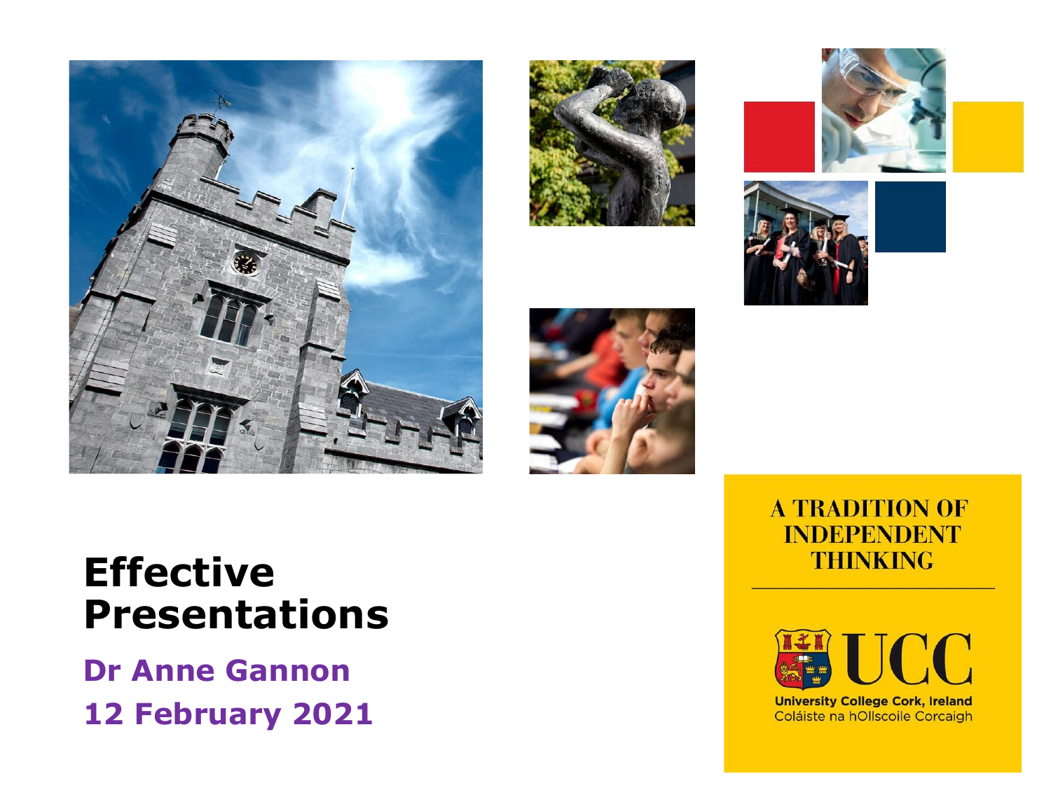# Effective Presentations

**Dr Anne Gannon**

**12 February 2021**

A TRADITION OF INDEPENDENT THINKING

UCC

University College Cork, Ireland

Coláiste na hOllscoile Corcaigh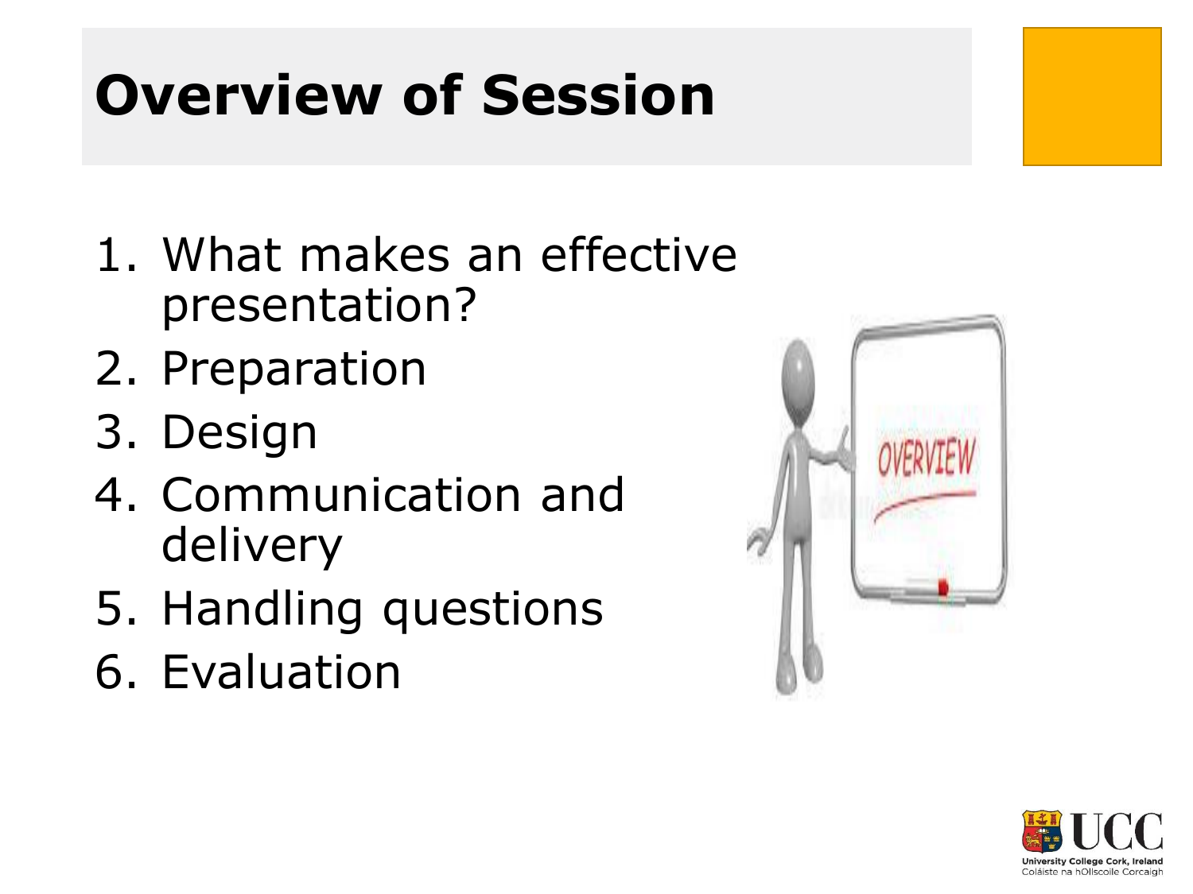# Overview of Session

1. What makes an effective presentation?
2. Preparation
3. Design
4. Communication and delivery
5. Handling questions
6. Evaluation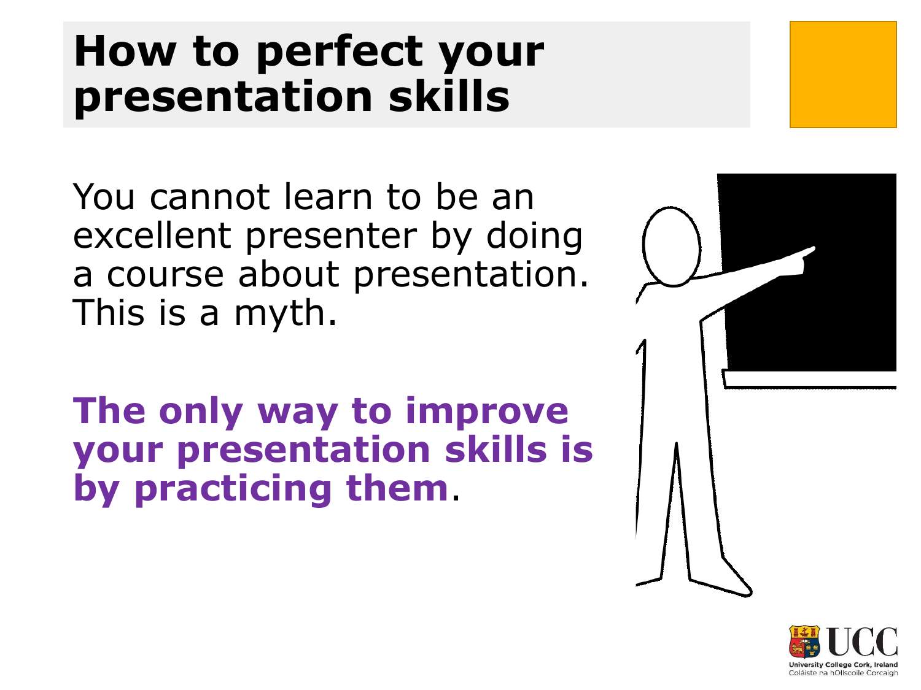# How to perfect your presentation skills

You cannot learn to be an excellent presenter by doing a course about presentation. This is a myth.

**The only way to improve your presentation skills is by practicing them**.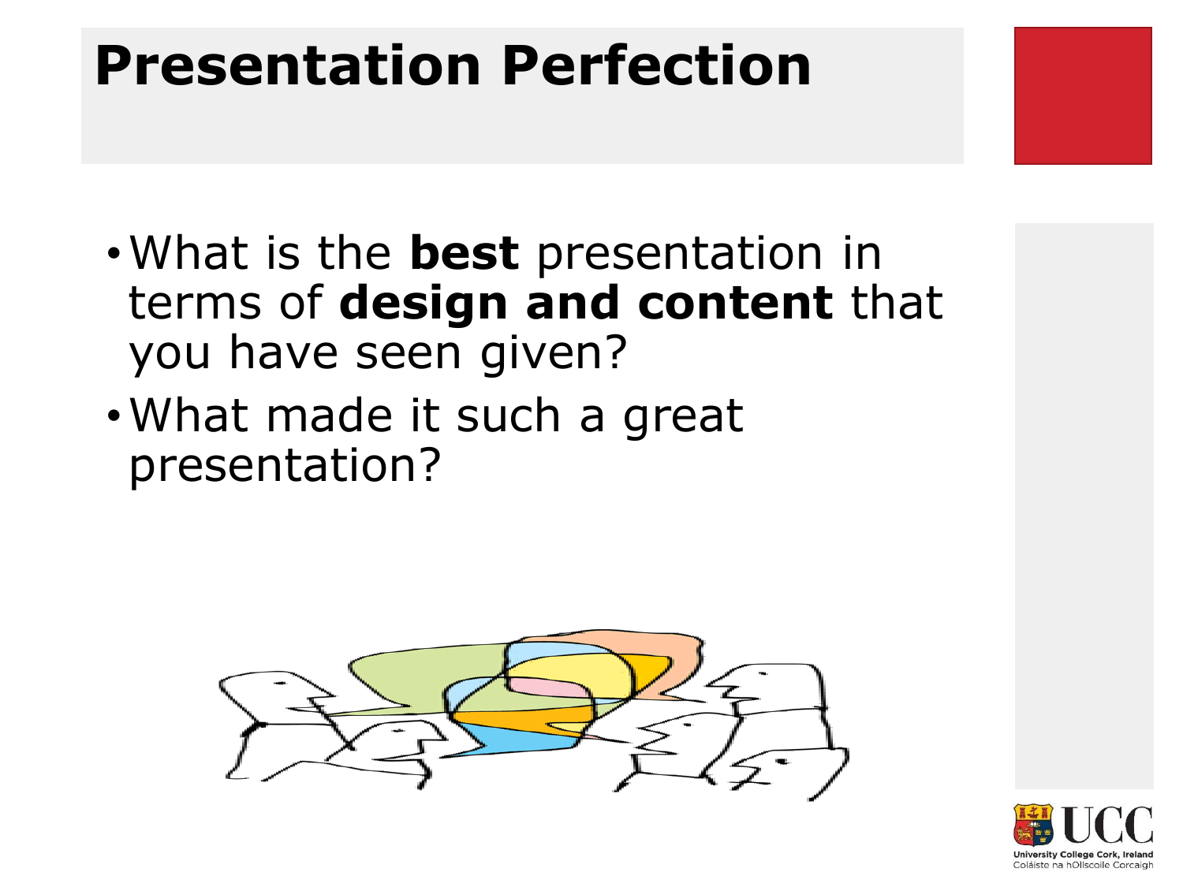# Presentation Perfection

- What is the **best** presentation in terms of **design and content** that you have seen given?
- What made it such a great presentation?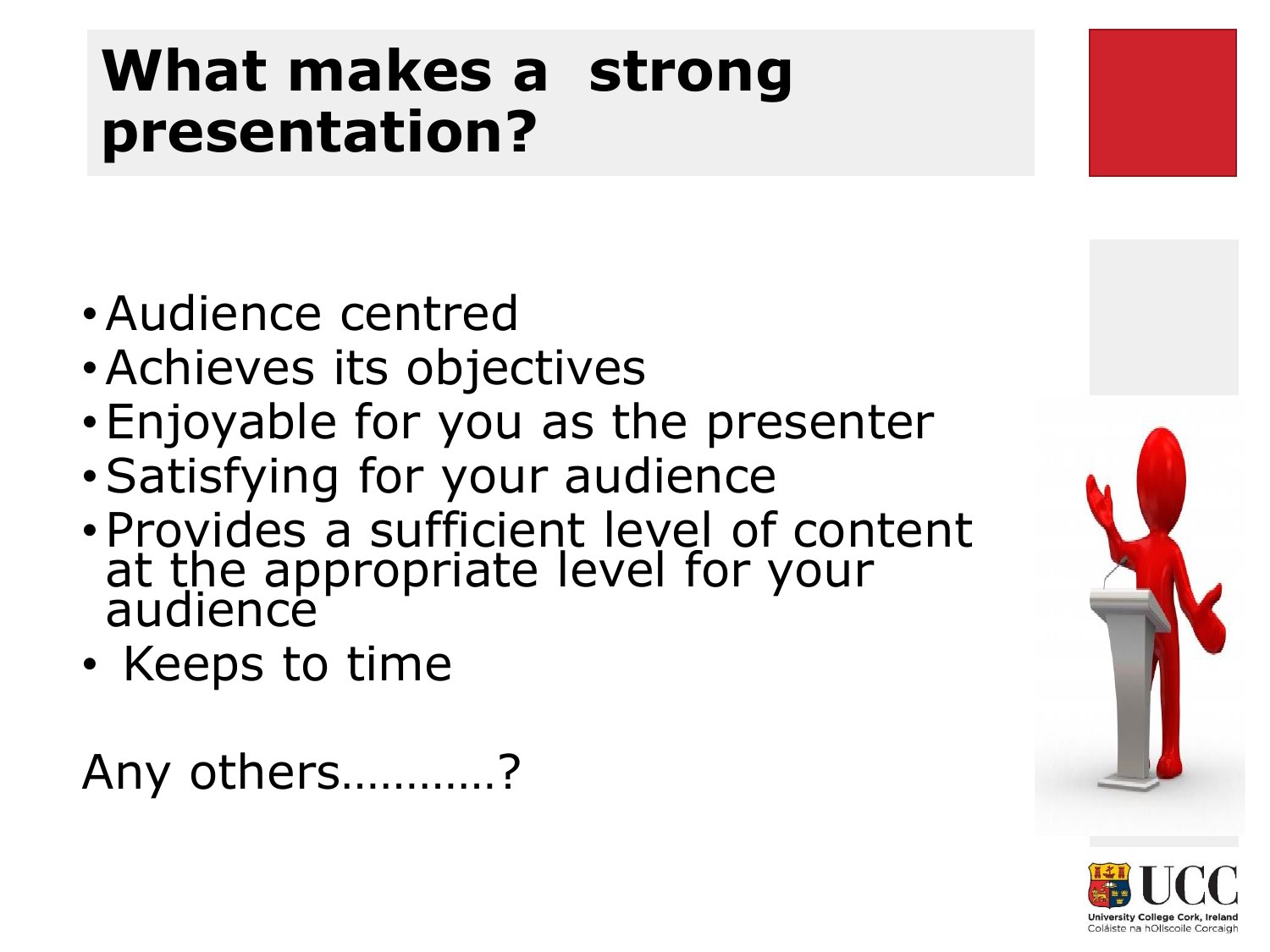# What makes a strong presentation?

- Audience centred
- Achieves its objectives
- Enjoyable for you as the presenter
- Satisfying for your audience
- Provides a sufficient level of content at the appropriate level for your audience
- Keeps to time

Any others………..?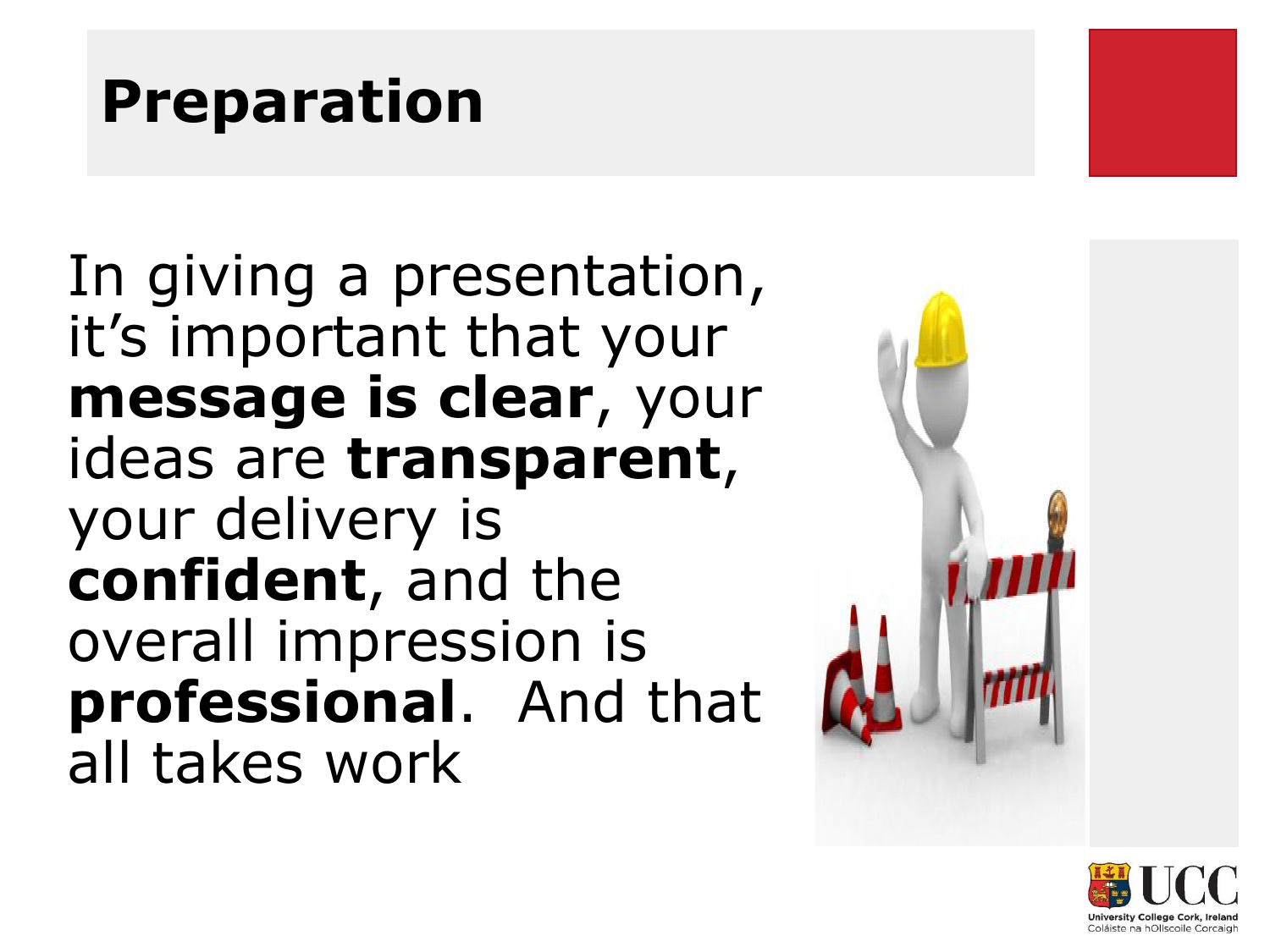# Preparation

In giving a presentation, it's important that your **message is clear**, your ideas are **transparent**, your delivery is **confident**, and the overall impression is **professional**.  And that all takes work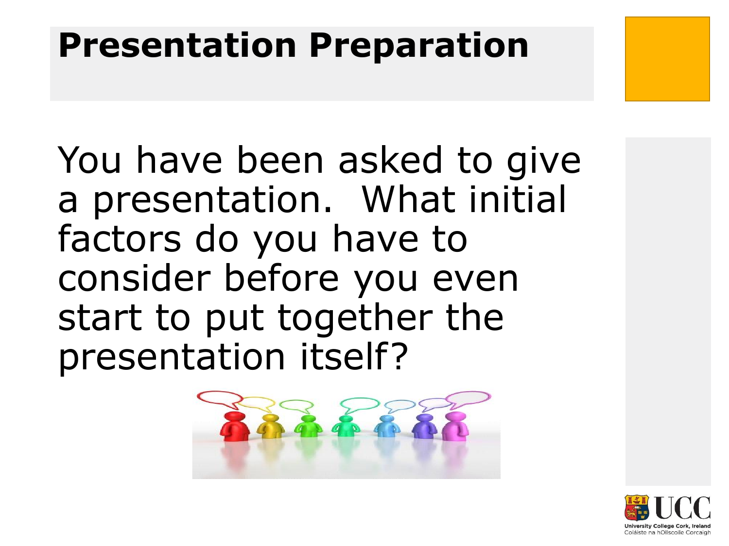# Presentation Preparation

You have been asked to give a presentation. What initial factors do you have to consider before you even start to put together the presentation itself?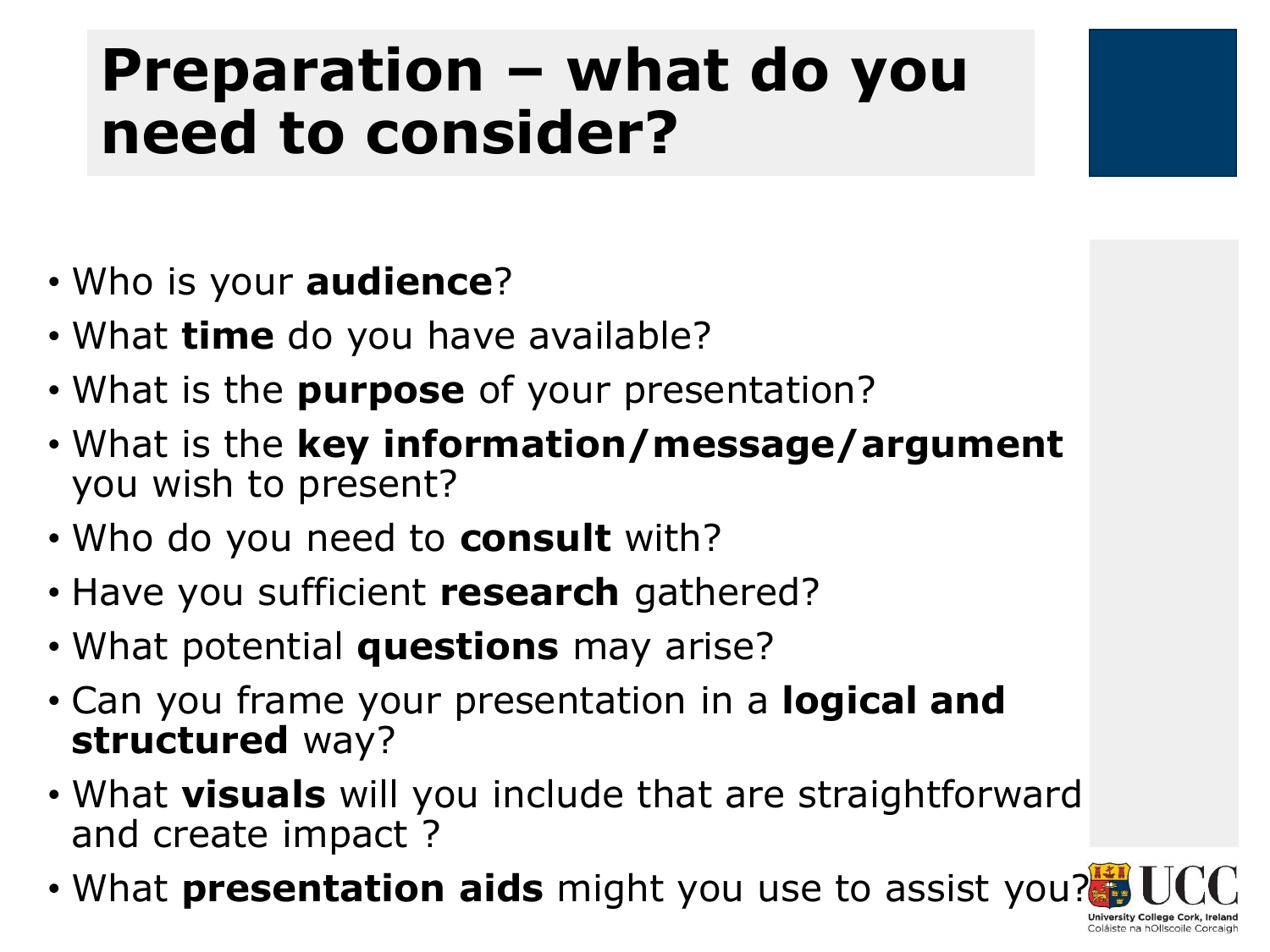# Preparation – what do you need to consider?

- Who is your **audience**?
- What **time** do you have available?
- What is the **purpose** of your presentation?
- What is the **key information/message/argument** you wish to present?
- Who do you need to **consult** with?
- Have you sufficient **research** gathered?
- What potential **questions** may arise?
- Can you frame your presentation in a **logical and structured** way?
- What **visuals** will you include that are straightforward and create impact ?
- What **presentation aids** might you use to assist you?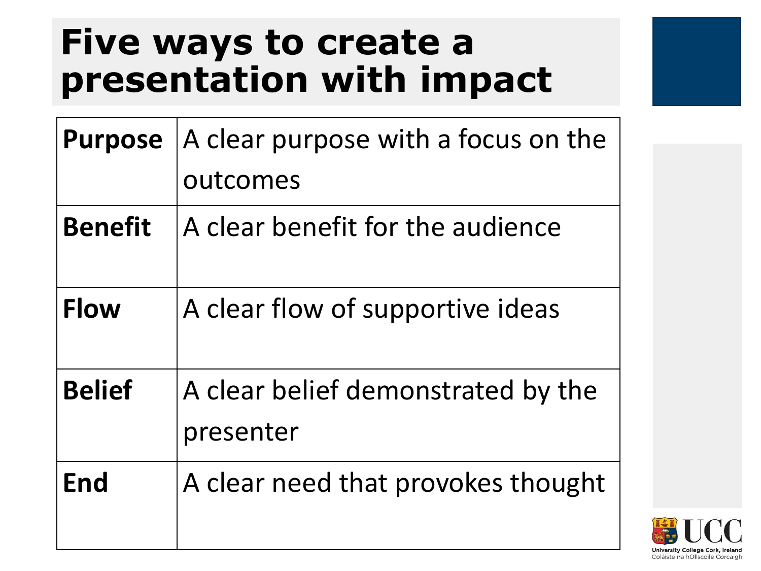# Five ways to create a presentation with impact

| | |
|---|---|
| **Purpose** | A clear purpose with a focus on the outcomes |
| **Benefit** | A clear benefit for the audience |
| **Flow** | A clear flow of supportive ideas |
| **Belief** | A clear belief demonstrated by the presenter |
| **End** | A clear need that provokes thought |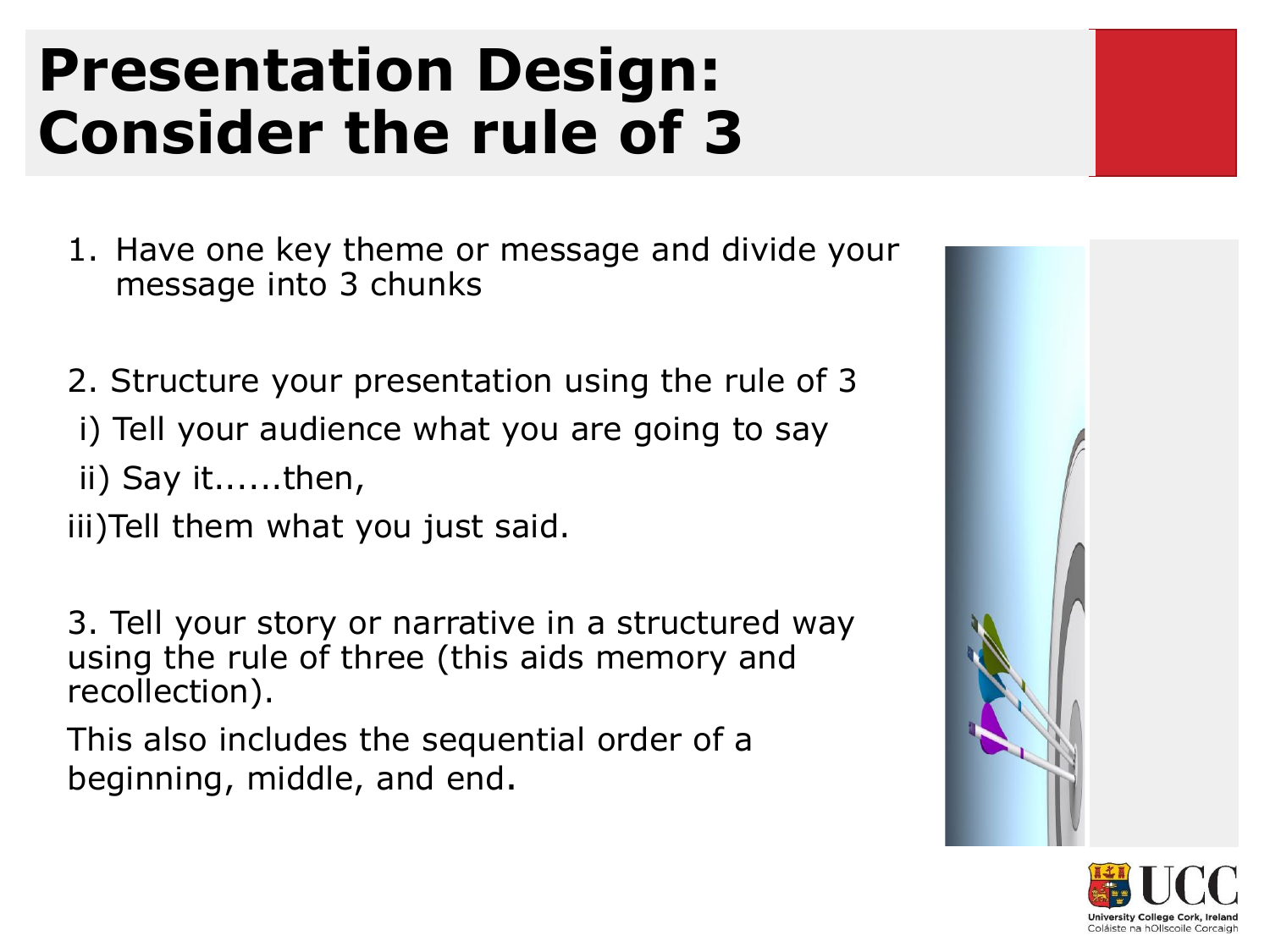# Presentation Design: Consider the rule of 3

1. Have one key theme or message and divide your message into 3 chunks

2. Structure your presentation using the rule of 3

 i) Tell your audience what you are going to say

 ii) Say it......then,

iii)Tell them what you just said.

3. Tell your story or narrative in a structured way using the rule of three (this aids memory and recollection).

This also includes the sequential order of a beginning, middle, and end.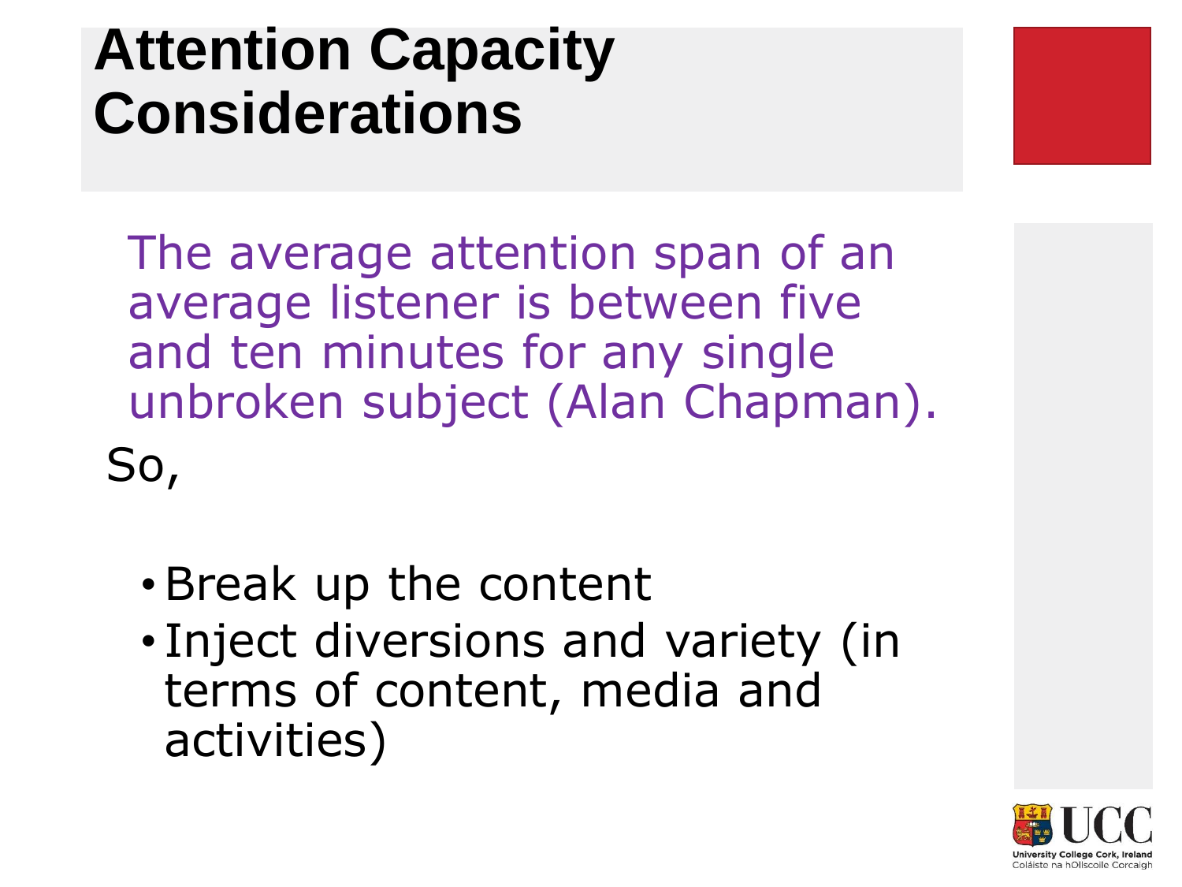# Attention Capacity Considerations

The average attention span of an average listener is between five and ten minutes for any single unbroken subject (Alan Chapman).

So,

- Break up the content
- Inject diversions and variety (in terms of content, media and activities)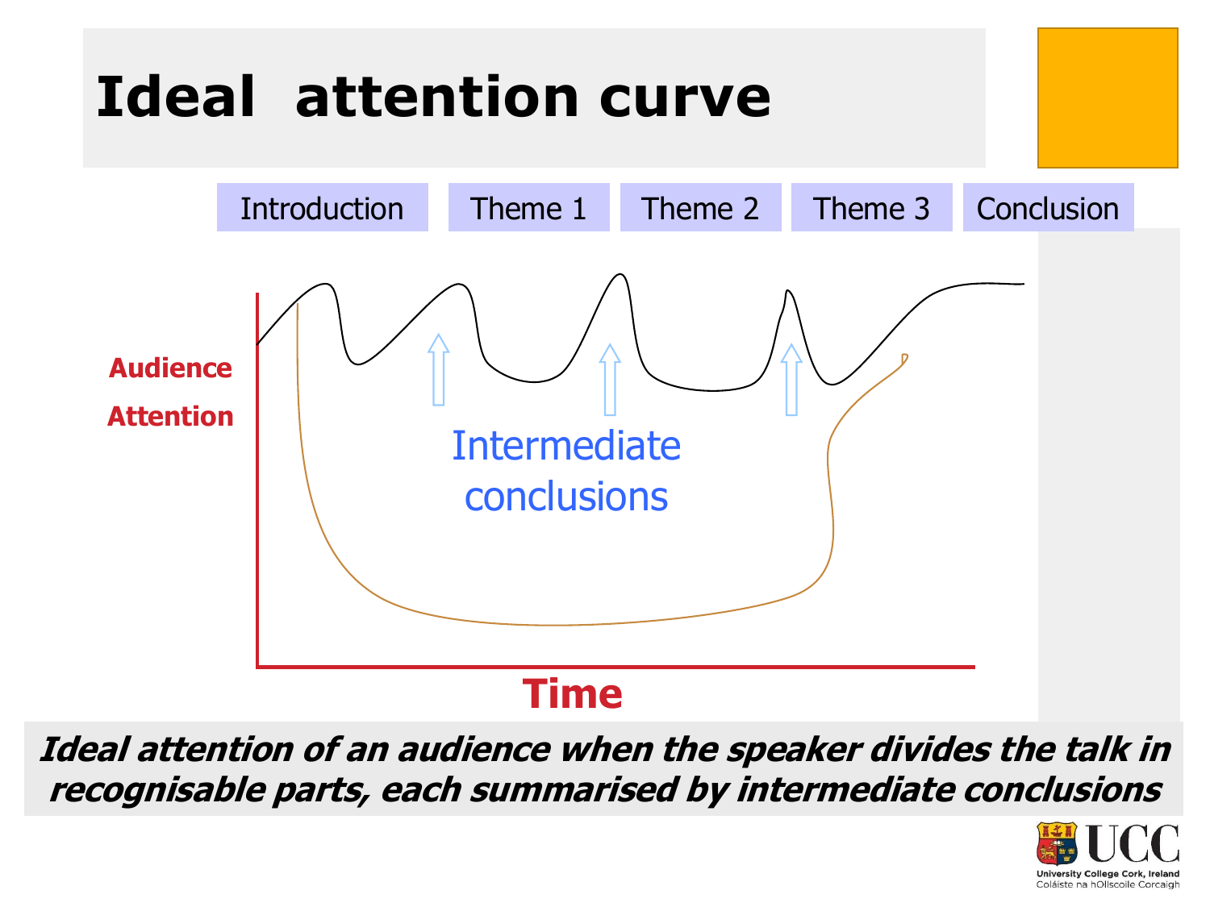# Ideal attention curve

Introduction | Theme 1 | Theme 2 | Theme 3 | Conclusion

Audience Attention

Intermediate conclusions

Time

***Ideal attention of an audience when the speaker divides the talk in recognisable parts, each summarised by intermediate conclusions***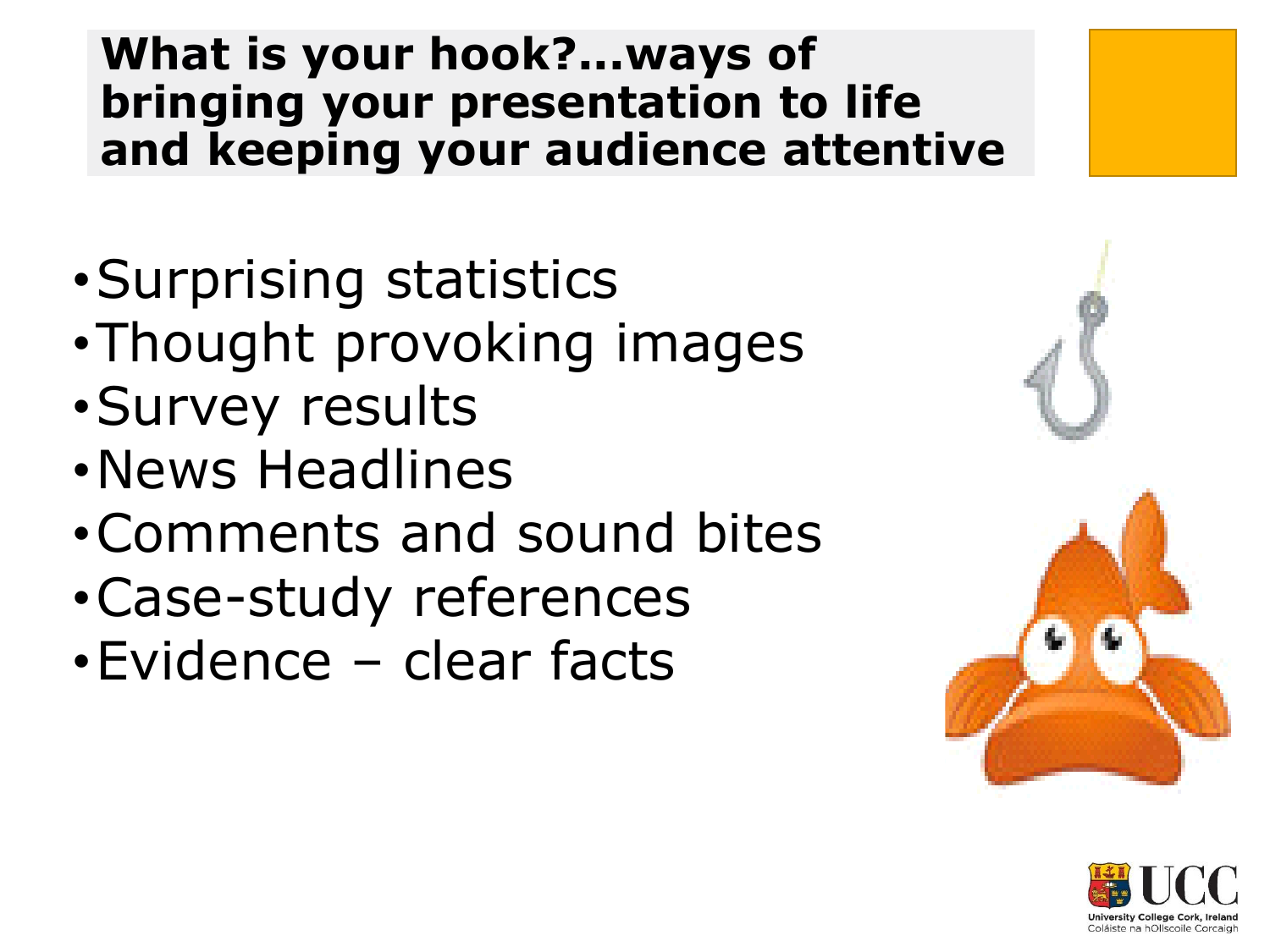## What is your hook?...ways of bringing your presentation to life and keeping your audience attentive

- Surprising statistics
- Thought provoking images
- Survey results
- News Headlines
- Comments and sound bites
- Case-study references
- Evidence – clear facts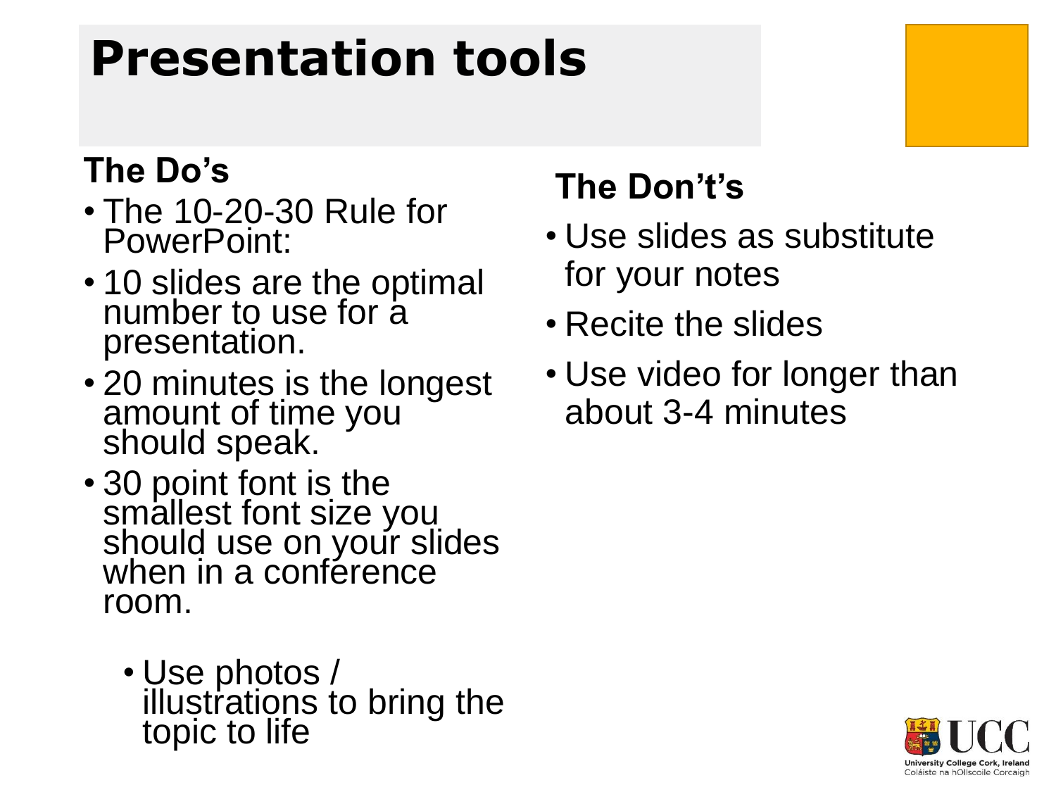# Presentation tools

## The Do's

- The 10-20-30 Rule for PowerPoint:
- 10 slides are the optimal number to use for a presentation.
- 20 minutes is the longest amount of time you should speak.
- 30 point font is the smallest font size you should use on your slides when in a conference room.
  - Use photos / illustrations to bring the topic to life

## The Don't's

- Use slides as substitute for your notes
- Recite the slides
- Use video for longer than about 3-4 minutes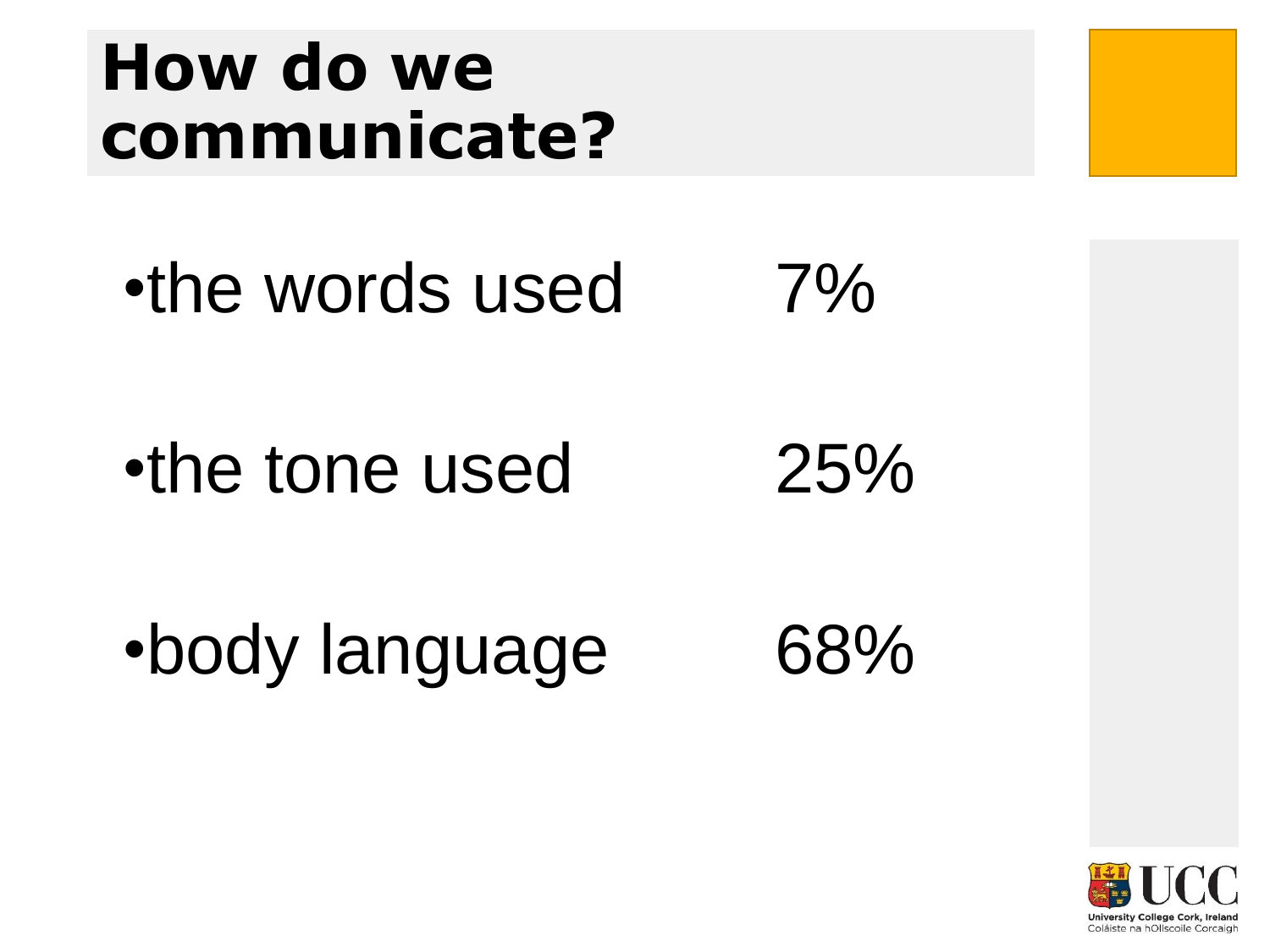# How do we communicate?

- the words used 7%
- the tone used 25%
- body language 68%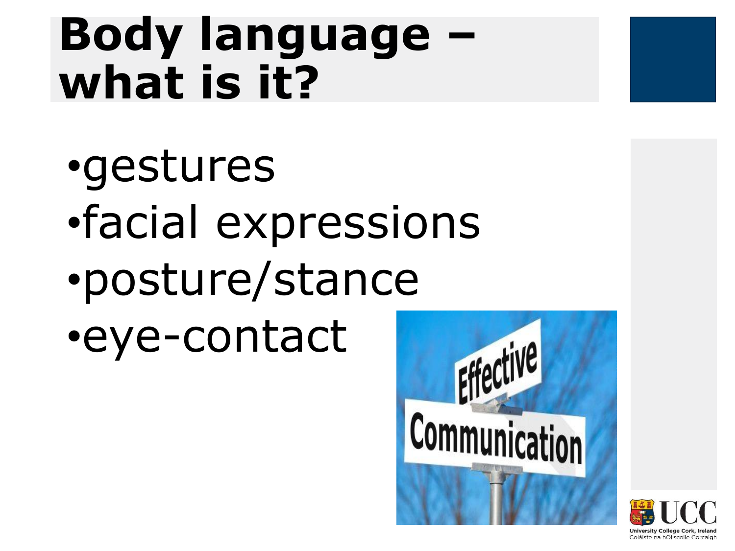# Body language – what is it?

- gestures
- facial expressions
- posture/stance
- eye-contact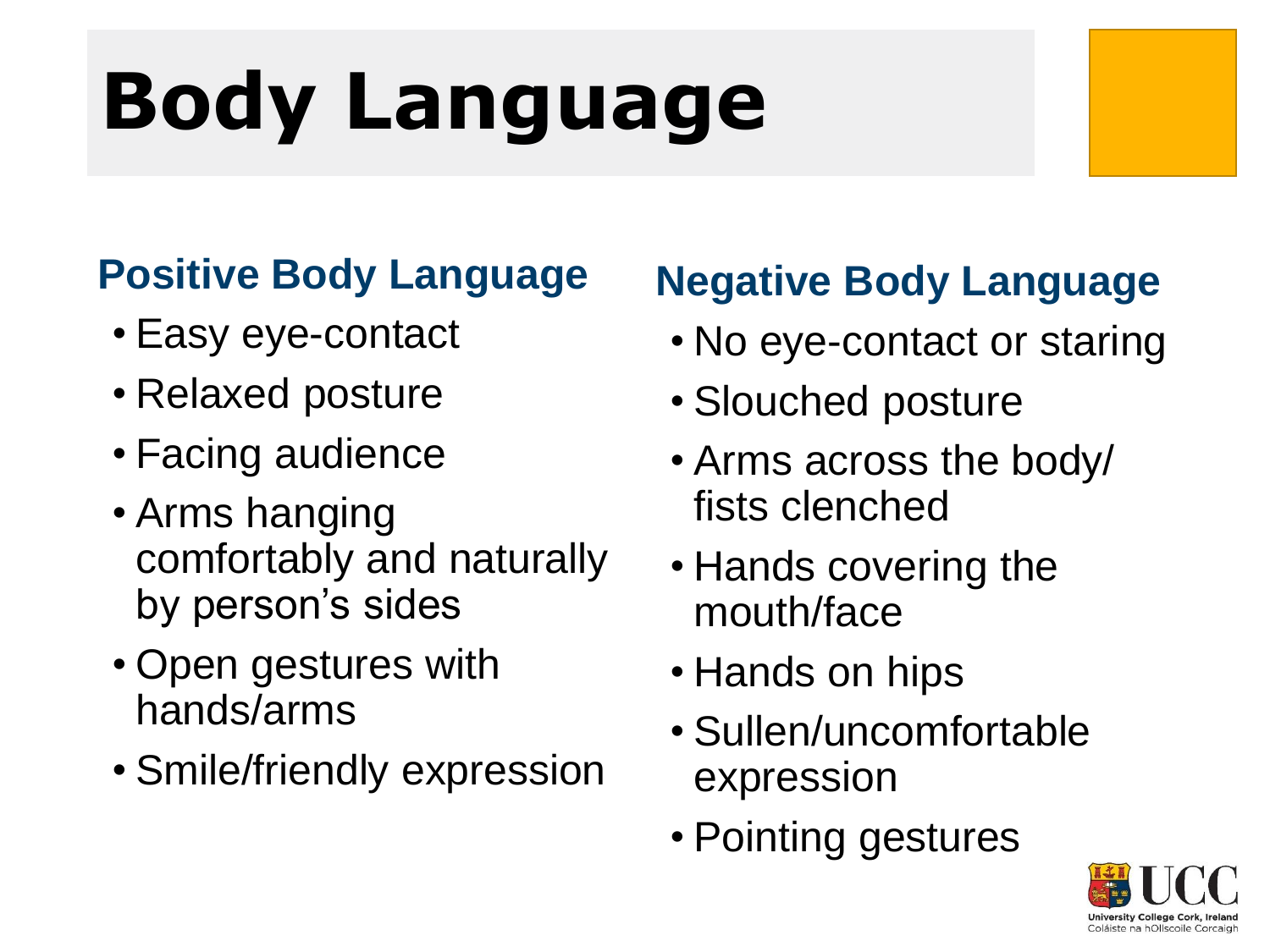# Body Language

## Positive Body Language

- Easy eye-contact
- Relaxed posture
- Facing audience
- Arms hanging comfortably and naturally by person's sides
- Open gestures with hands/arms
- Smile/friendly expression

## Negative Body Language

- No eye-contact or staring
- Slouched posture
- Arms across the body/ fists clenched
- Hands covering the mouth/face
- Hands on hips
- Sullen/uncomfortable expression
- Pointing gestures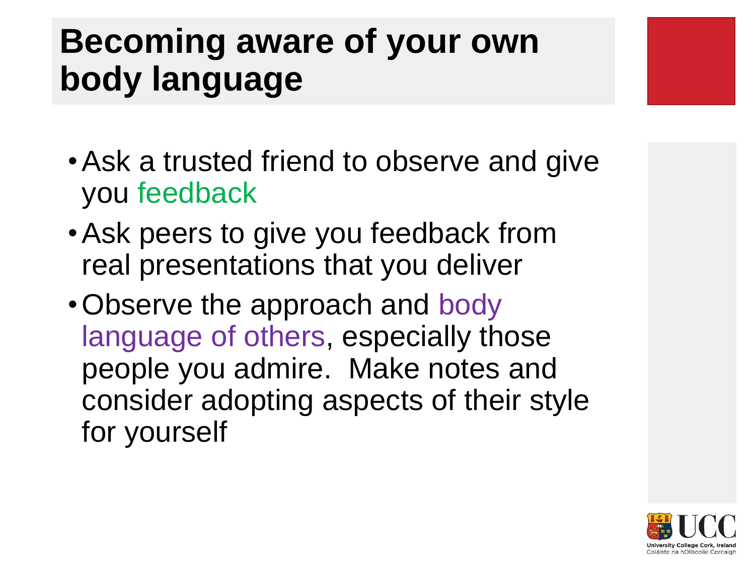# Becoming aware of your own body language

- Ask a trusted friend to observe and give you feedback
- Ask peers to give you feedback from real presentations that you deliver
- Observe the approach and body language of others, especially those people you admire. Make notes and consider adopting aspects of their style for yourself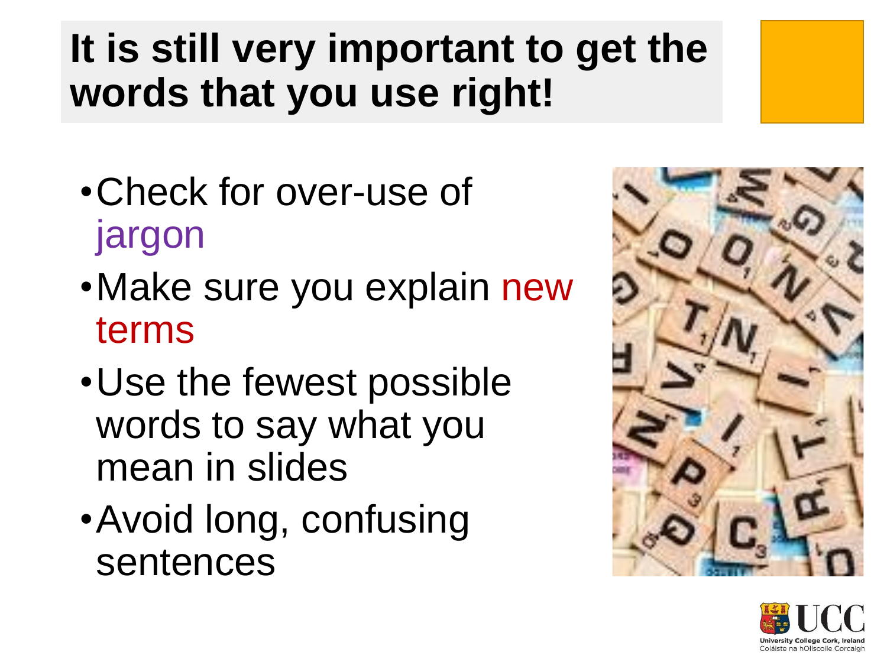# It is still very important to get the words that you use right!

- Check for over-use of jargon
- Make sure you explain new terms
- Use the fewest possible words to say what you mean in slides
- Avoid long, confusing sentences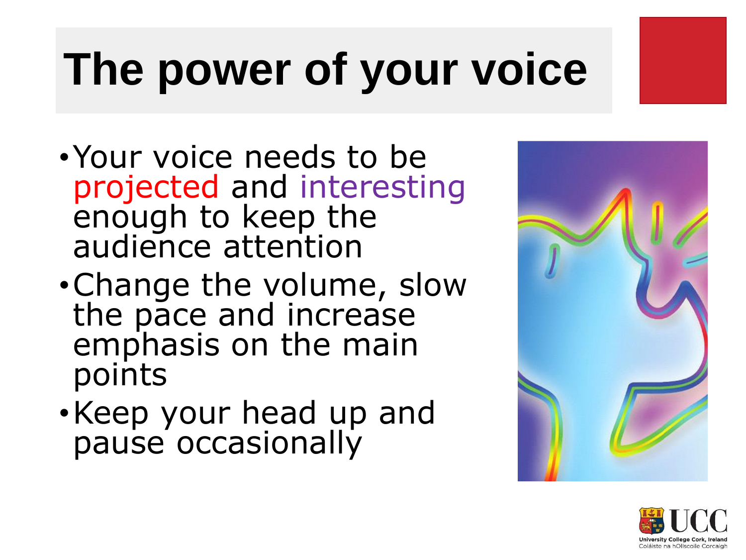# The power of your voice

- Your voice needs to be projected and interesting enough to keep the audience attention
- Change the volume, slow the pace and increase emphasis on the main points
- Keep your head up and pause occasionally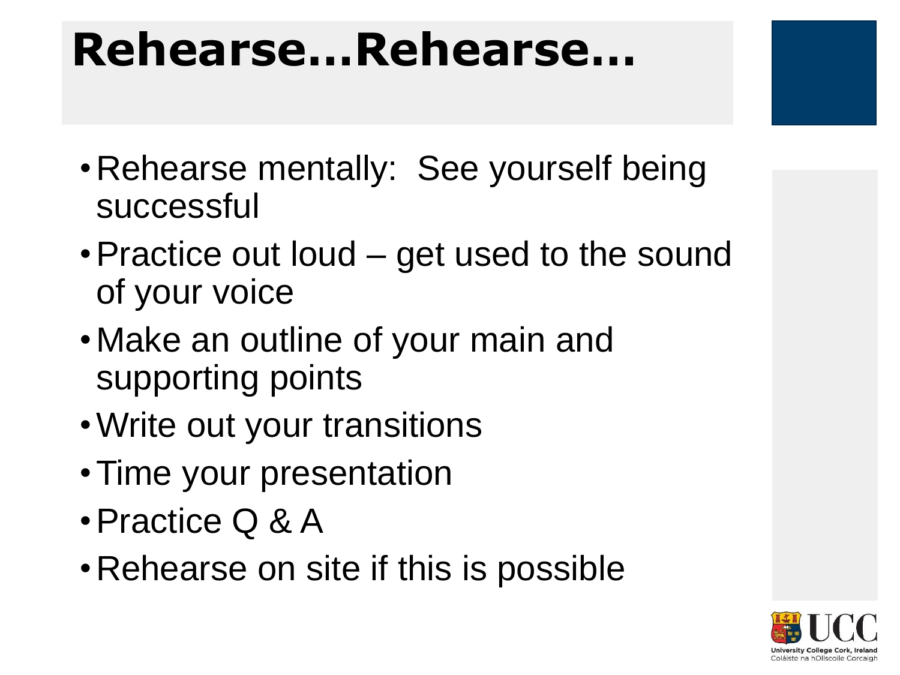# Rehearse…Rehearse…

- Rehearse mentally: See yourself being successful
- Practice out loud – get used to the sound of your voice
- Make an outline of your main and supporting points
- Write out your transitions
- Time your presentation
- Practice Q & A
- Rehearse on site if this is possible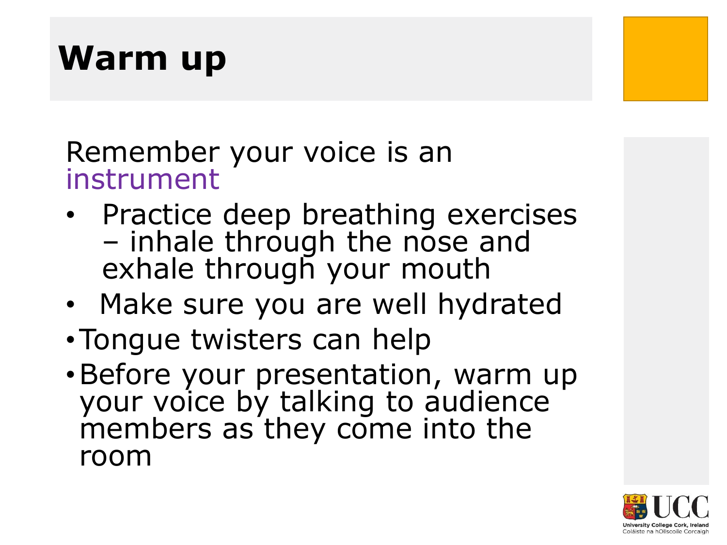# Warm up

Remember your voice is an instrument

- Practice deep breathing exercises – inhale through the nose and exhale through your mouth
- Make sure you are well hydrated
- Tongue twisters can help
- Before your presentation, warm up your voice by talking to audience members as they come into the room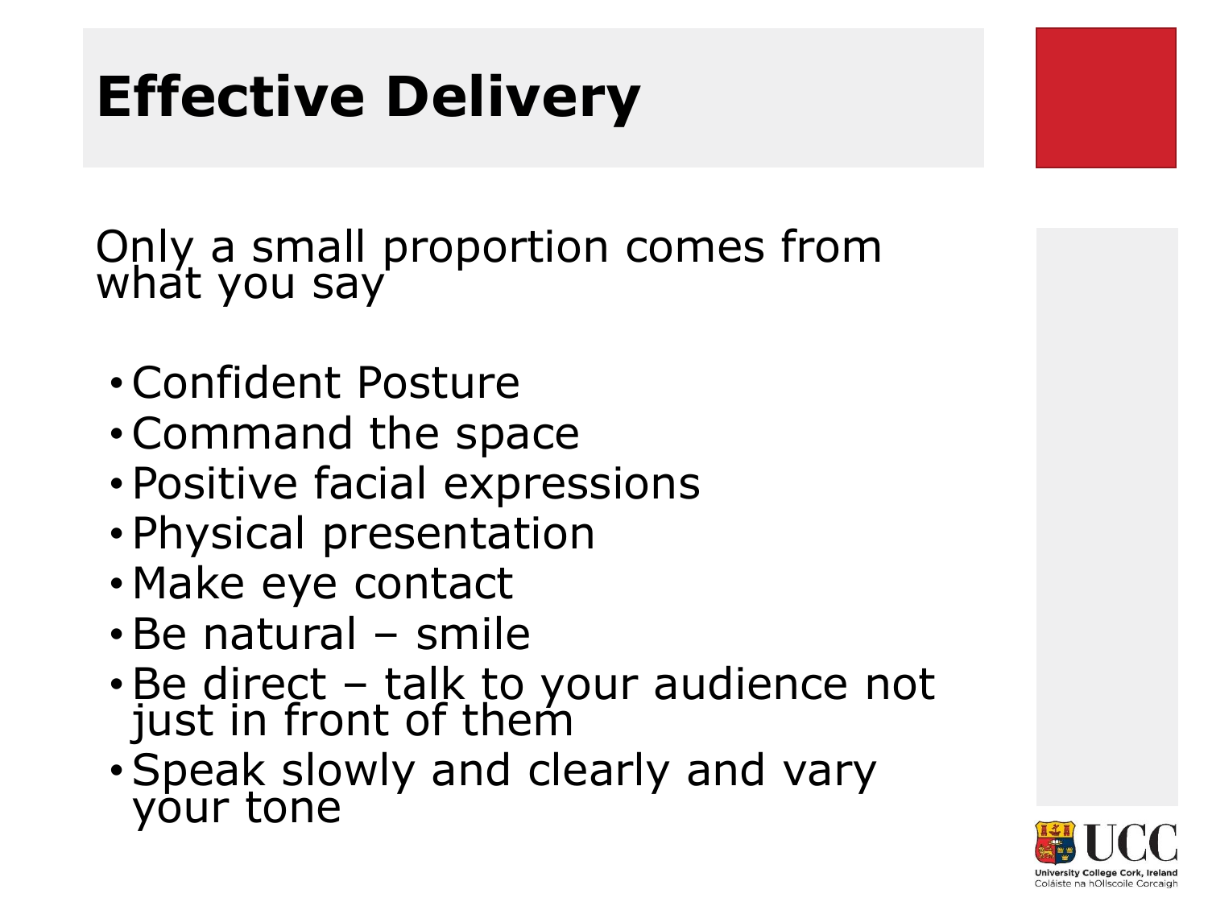# Effective Delivery

Only a small proportion comes from what you say

- Confident Posture
- Command the space
- Positive facial expressions
- Physical presentation
- Make eye contact
- Be natural – smile
- Be direct – talk to your audience not just in front of them
- Speak slowly and clearly and vary your tone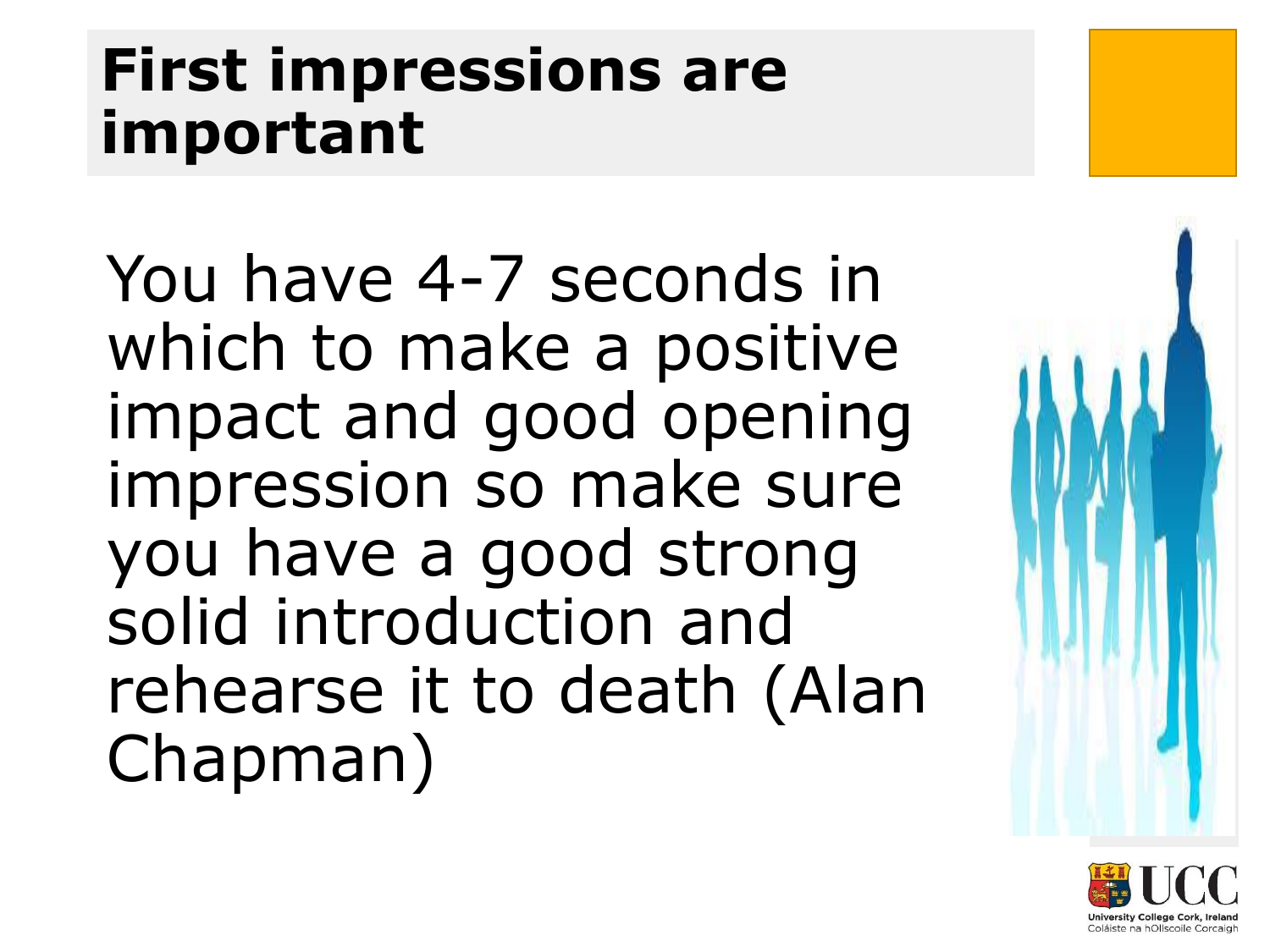# First impressions are important

You have 4-7 seconds in which to make a positive impact and good opening impression so make sure you have a good strong solid introduction and rehearse it to death (Alan Chapman)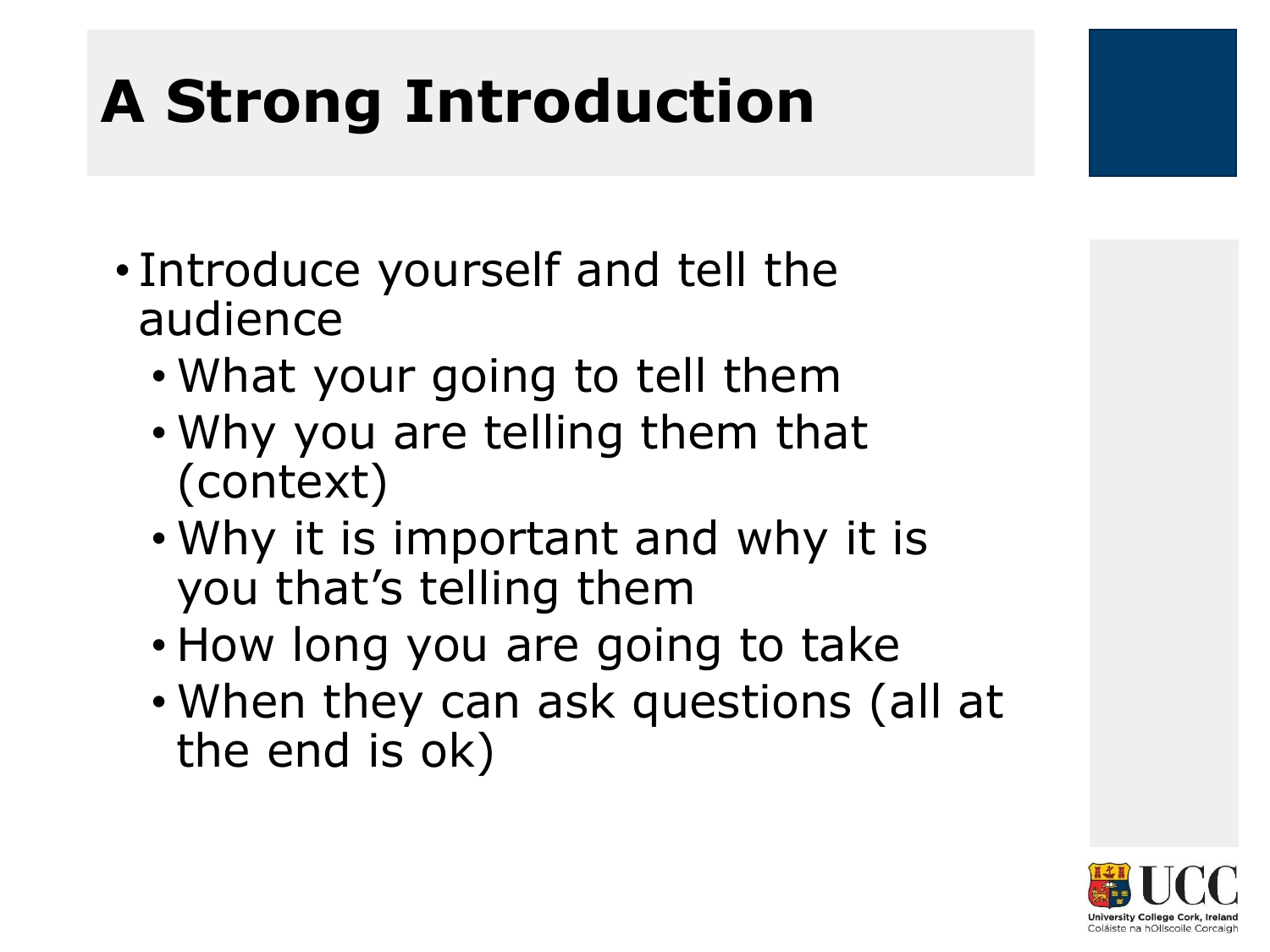# A Strong Introduction

- Introduce yourself and tell the audience
  - What your going to tell them
  - Why you are telling them that (context)
  - Why it is important and why it is you that's telling them
  - How long you are going to take
  - When they can ask questions (all at the end is ok)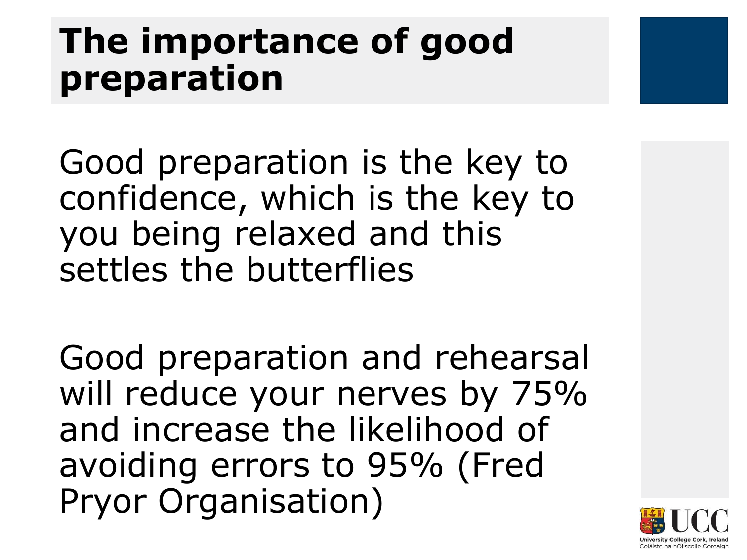# The importance of good preparation

Good preparation is the key to confidence, which is the key to you being relaxed and this settles the butterflies

Good preparation and rehearsal will reduce your nerves by 75% and increase the likelihood of avoiding errors to 95% (Fred Pryor Organisation)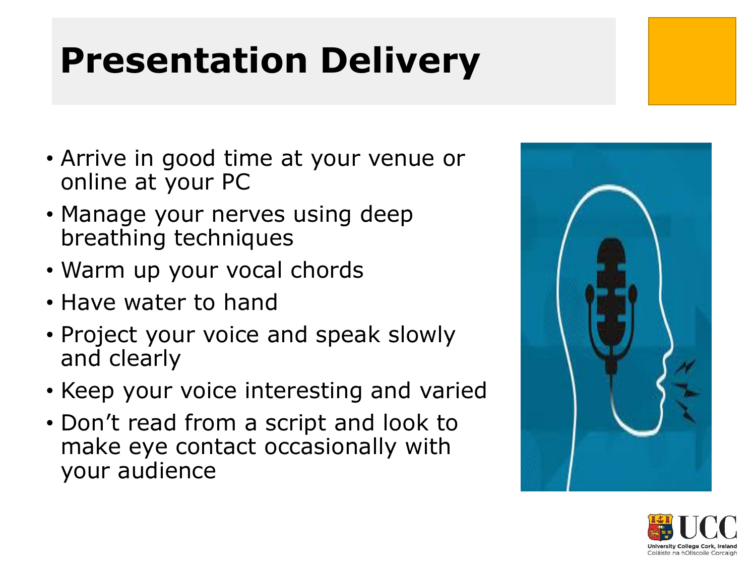# Presentation Delivery

- Arrive in good time at your venue or online at your PC
- Manage your nerves using deep breathing techniques
- Warm up your vocal chords
- Have water to hand
- Project your voice and speak slowly and clearly
- Keep your voice interesting and varied
- Don’t read from a script and look to make eye contact occasionally with your audience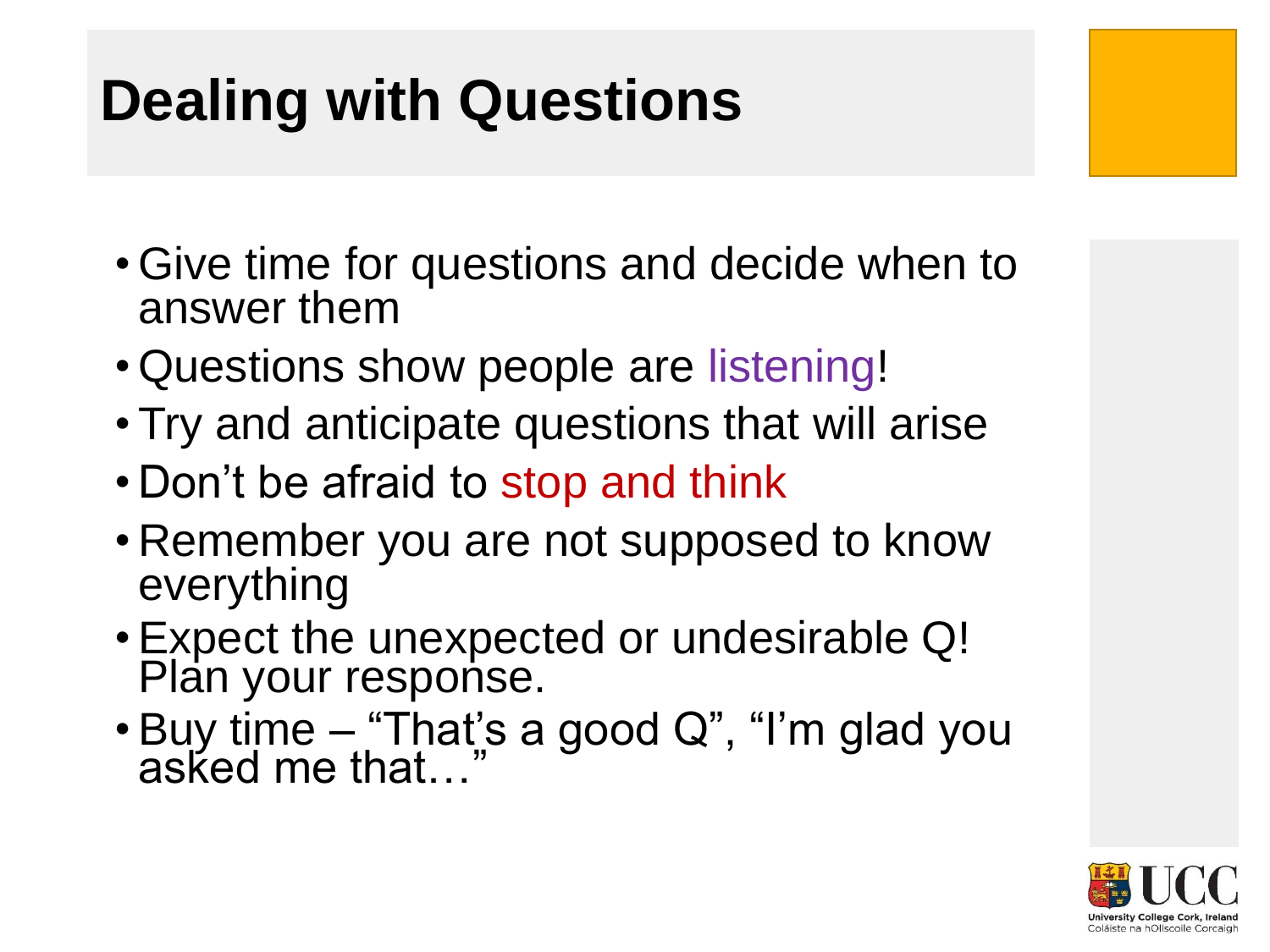# Dealing with Questions

- Give time for questions and decide when to answer them
- Questions show people are listening!
- Try and anticipate questions that will arise
- Don't be afraid to stop and think
- Remember you are not supposed to know everything
- Expect the unexpected or undesirable Q! Plan your response.
- Buy time – "That's a good Q", "I'm glad you asked me that…"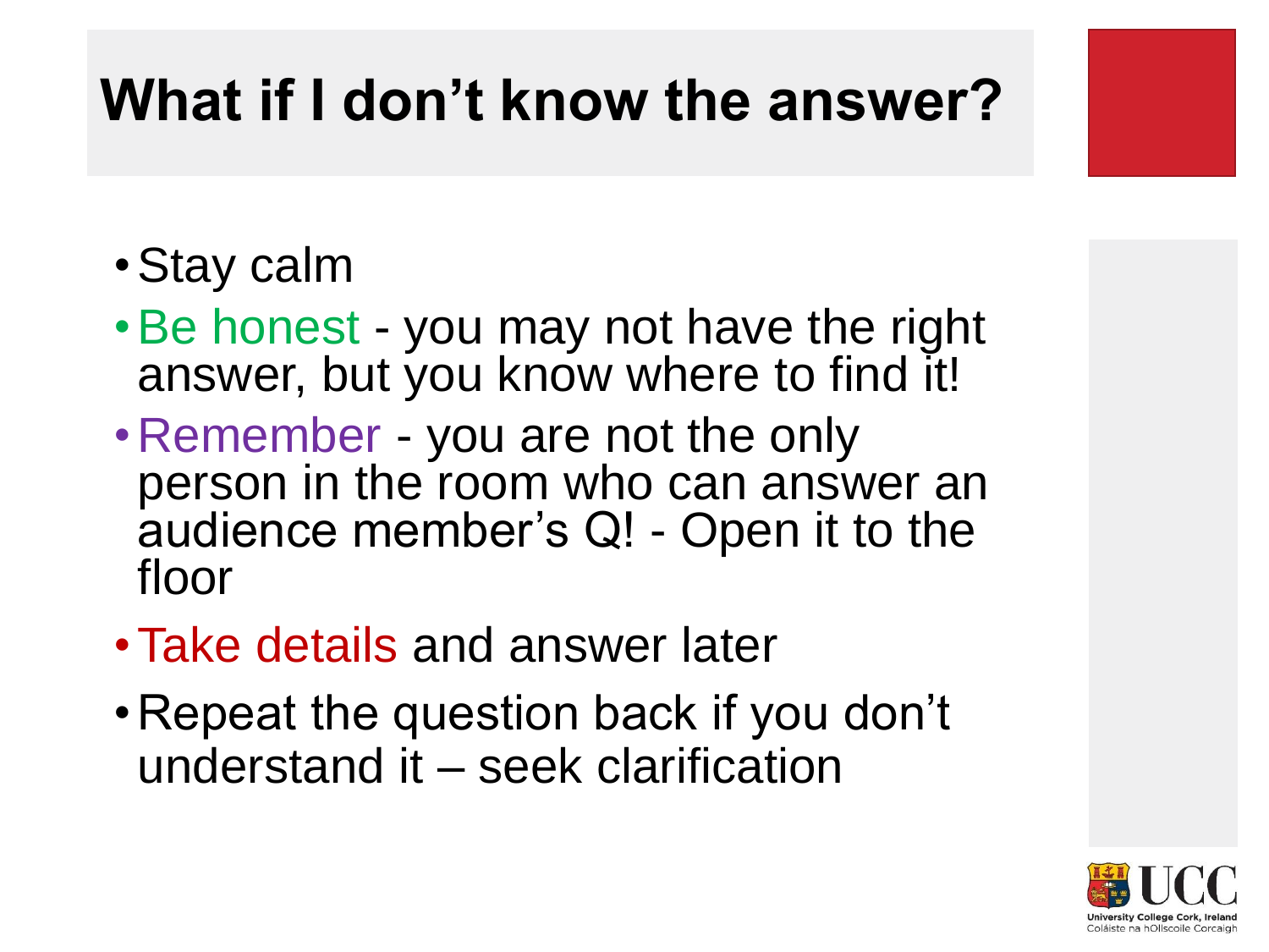# What if I don't know the answer?

- Stay calm
- Be honest - you may not have the right answer, but you know where to find it!
- Remember - you are not the only person in the room who can answer an audience member's Q! - Open it to the floor
- Take details and answer later
- Repeat the question back if you don't understand it – seek clarification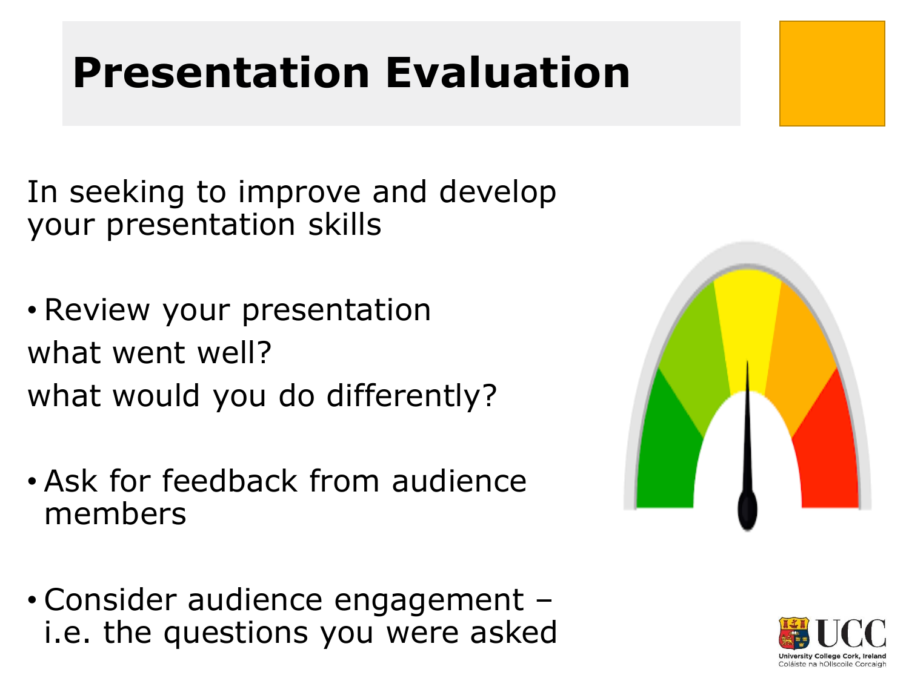# Presentation Evaluation

In seeking to improve and develop your presentation skills

- Review your presentation

what went well?

what would you do differently?

- Ask for feedback from audience members

- Consider audience engagement – i.e. the questions you were asked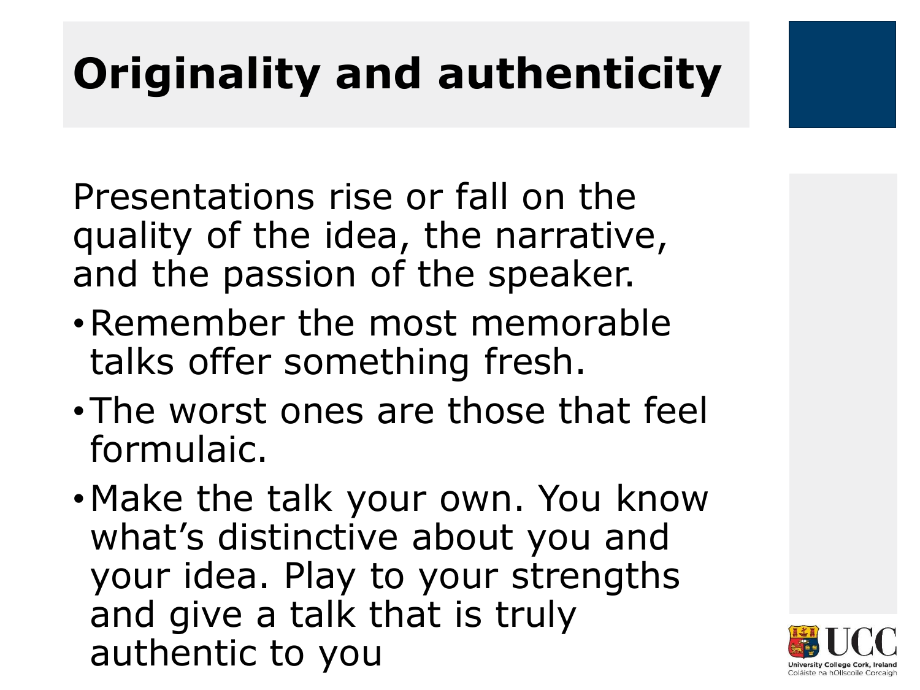# Originality and authenticity

Presentations rise or fall on the quality of the idea, the narrative, and the passion of the speaker.

- Remember the most memorable talks offer something fresh.
- The worst ones are those that feel formulaic.
- Make the talk your own. You know what's distinctive about you and your idea. Play to your strengths and give a talk that is truly authentic to you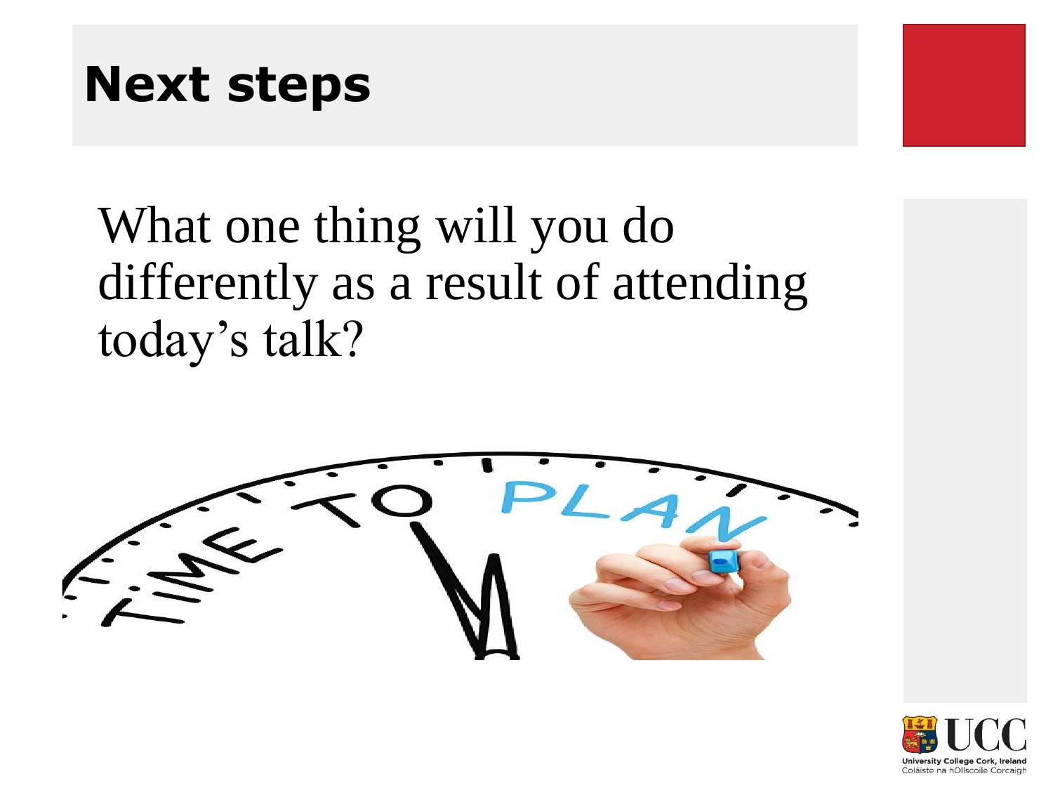# Next steps

What one thing will you do differently as a result of attending today's talk?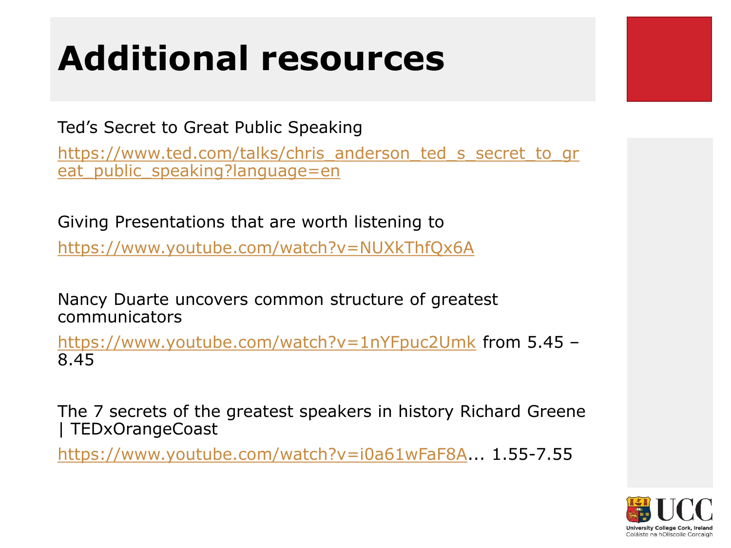# Additional resources

Ted's Secret to Great Public Speaking

https://www.ted.com/talks/chris_anderson_ted_s_secret_to_great_public_speaking?language=en

Giving Presentations that are worth listening to

https://www.youtube.com/watch?v=NUXkThfQx6A

Nancy Duarte uncovers common structure of greatest communicators

https://www.youtube.com/watch?v=1nYFpuc2Umk from 5.45 – 8.45

The 7 secrets of the greatest speakers in history Richard Greene | TEDxOrangeCoast

https://www.youtube.com/watch?v=i0a61wFaF8A... 1.55-7.55